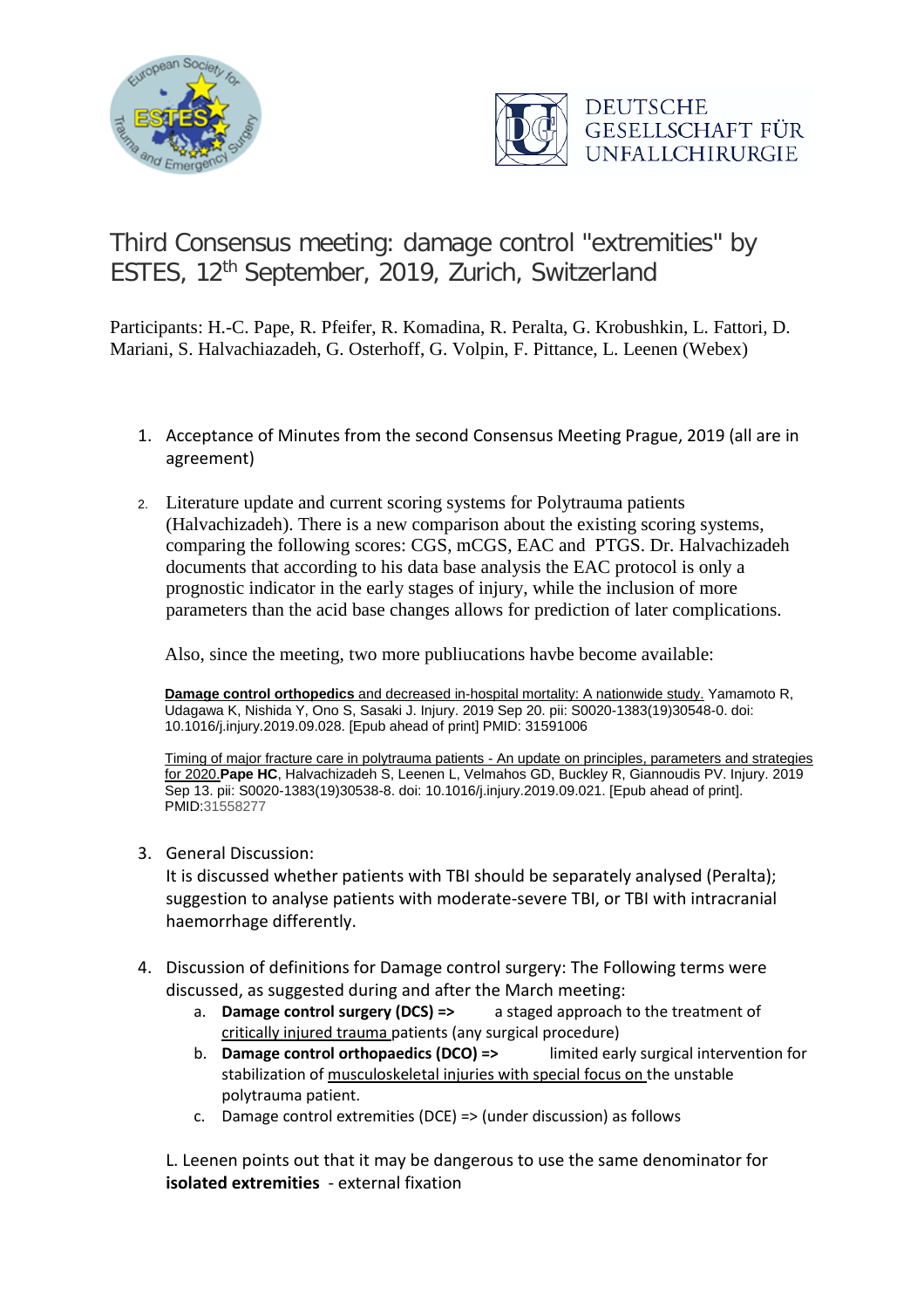DEUTSCHE GESELLSCHAFT FÜR UNFALLCHIRURGIE

# Third Consensus meeting: damage control "extremities" by ESTES, 12th September, 2019, Zurich, Switzerland

Participants: H.-C. Pape, R. Pfeifer, R. Komadina, R. Peralta, G. Krobushkin, L. Fattori, D. Mariani, S. Halvachiazadeh, G. Osterhoff, G. Volpin, F. Pittance, L. Leenen (Webex)

1. Acceptance of Minutes from the second Consensus Meeting Prague, 2019 (all are in agreement)

2. Literature update and current scoring systems for Polytrauma patients (Halvachizadeh). There is a new comparison about the existing scoring systems, comparing the following scores: CGS, mCGS, EAC and PTGS. Dr. Halvachizadeh documents that according to his data base analysis the EAC protocol is only a prognostic indicator in the early stages of injury, while the inclusion of more parameters than the acid base changes allows for prediction of later complications.

   Also, since the meeting, two more publiucations havbe become available:

   **Damage control orthopedics** and decreased in-hospital mortality: A nationwide study. Yamamoto R, Udagawa K, Nishida Y, Ono S, Sasaki J. Injury. 2019 Sep 20. pii: S0020-1383(19)30548-0. doi: 10.1016/j.injury.2019.09.028. [Epub ahead of print] PMID: 31591006

   Timing of major fracture care in polytrauma patients - An update on principles, parameters and strategies for 2020.**Pape HC**, Halvachizadeh S, Leenen L, Velmahos GD, Buckley R, Giannoudis PV. Injury. 2019 Sep 13. pii: S0020-1383(19)30538-8. doi: 10.1016/j.injury.2019.09.021. [Epub ahead of print]. PMID:31558277

3. General Discussion:
   It is discussed whether patients with TBI should be separately analysed (Peralta); suggestion to analyse patients with moderate-severe TBI, or TBI with intracranial haemorrhage differently.

4. Discussion of definitions for Damage control surgery: The Following terms were discussed, as suggested during and after the March meeting:
   a. **Damage control surgery (DCS) =>** a staged approach to the treatment of critically injured trauma patients (any surgical procedure)
   b. **Damage control orthopaedics (DCO) =>** limited early surgical intervention for stabilization of musculoskeletal injuries with special focus on the unstable polytrauma patient.
   c. Damage control extremities (DCE) => (under discussion) as follows

   L. Leenen points out that it may be dangerous to use the same denominator for **isolated extremities** - external fixation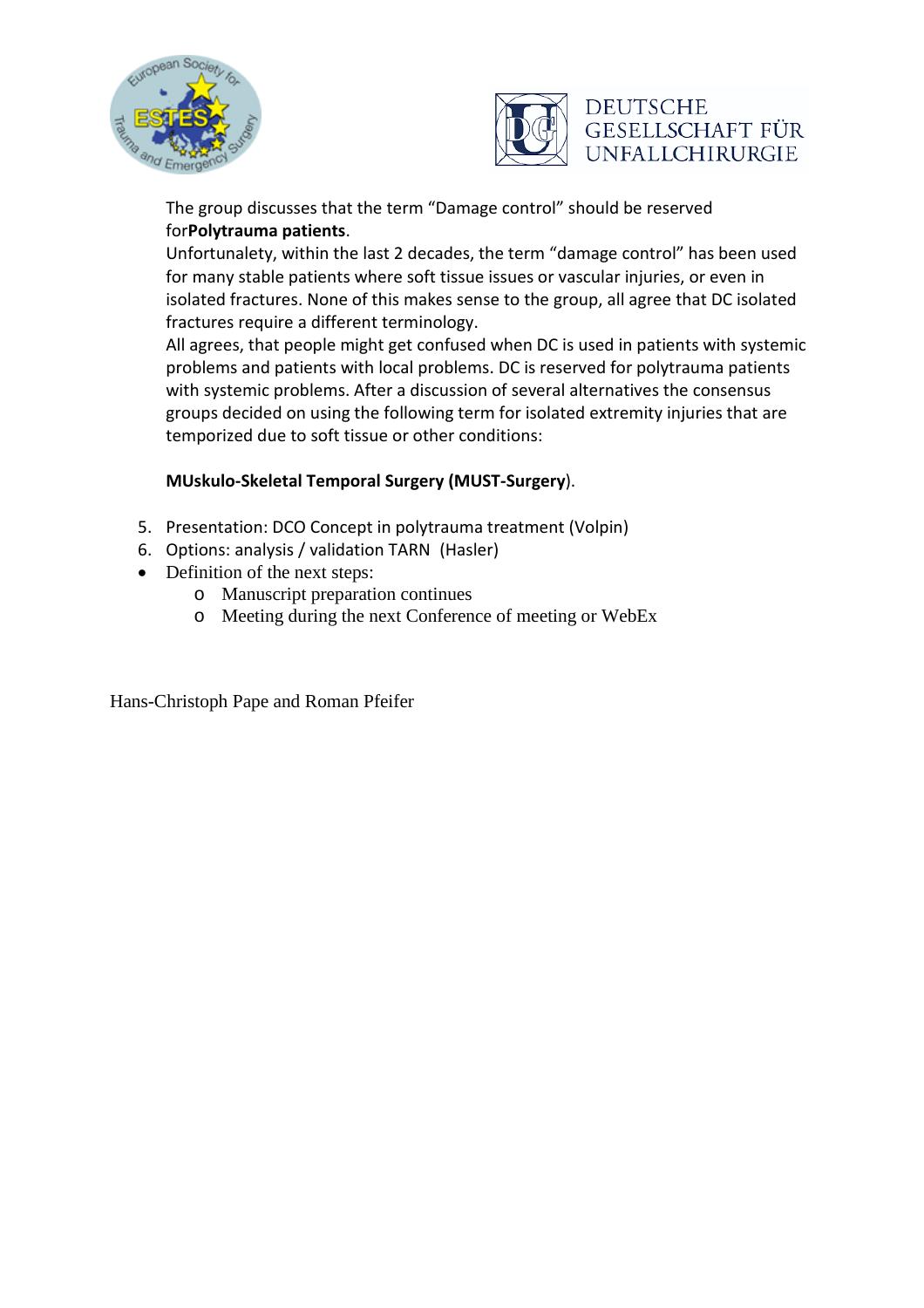The group discusses that the term “Damage control” should be reserved forPolytrauma patients.
Unfortunalety, within the last 2 decades, the term “damage control” has been used for many stable patients where soft tissue issues or vascular injuries, or even in isolated fractures. None of this makes sense to the group, all agree that DC isolated fractures require a different terminology.
All agrees, that people might get confused when DC is used in patients with systemic problems and patients with local problems. DC is reserved for polytrauma patients with systemic problems. After a discussion of several alternatives the consensus groups decided on using the following term for isolated extremity injuries that are temporized due to soft tissue or other conditions:

**MUskulo-Skeletal Temporal Surgery (MUST-Surgery**).

5. Presentation: DCO Concept in polytrauma treatment (Volpin)
6. Options: analysis / validation TARN (Hasler)

- Definition of the next steps:
  - Manuscript preparation continues
  - Meeting during the next Conference of meeting or WebEx

Hans-Christoph Pape and Roman Pfeifer